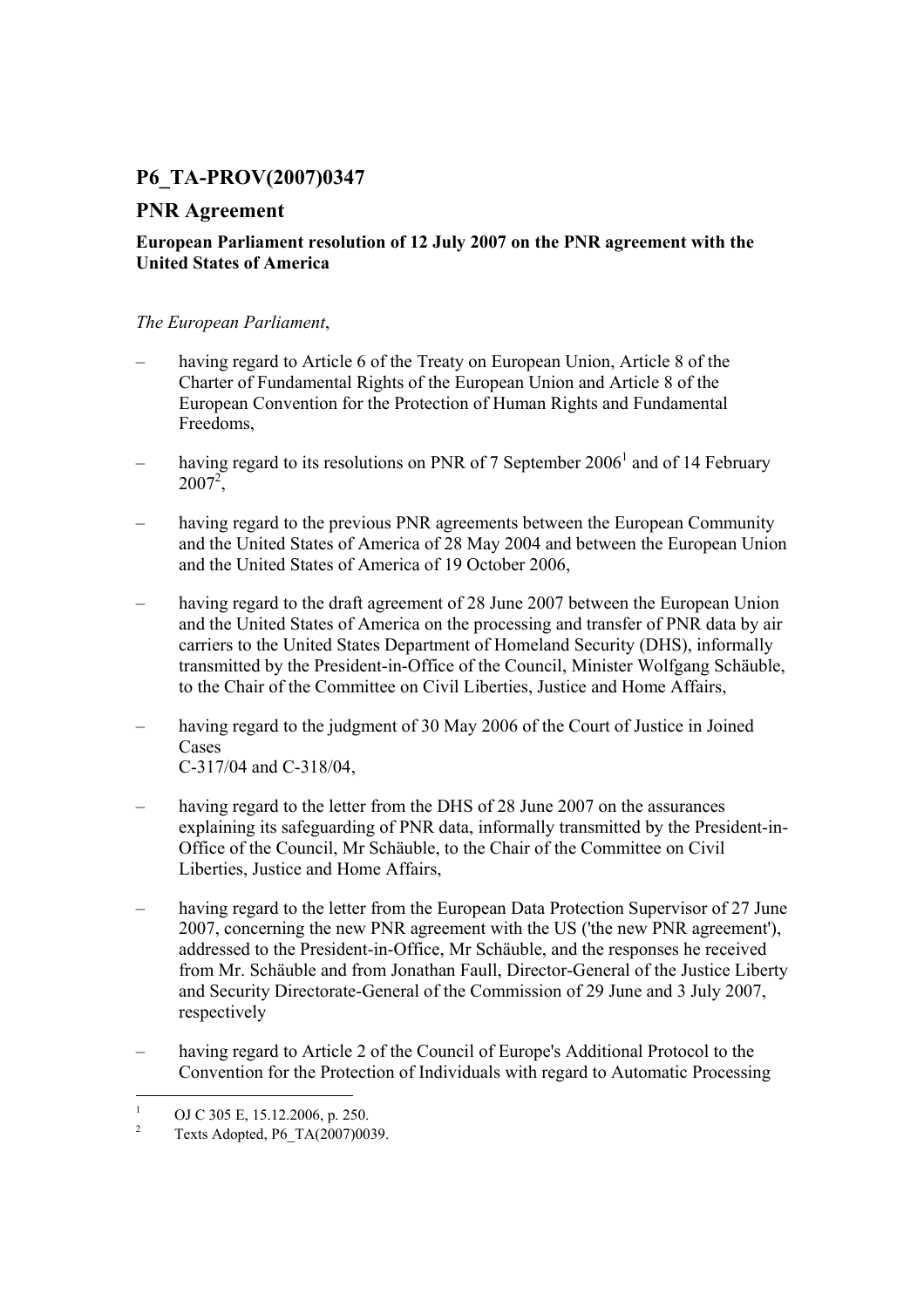## P6_TA-PROV(2007)0347

## PNR Agreement

**European Parliament resolution of 12 July 2007 on the PNR agreement with the United States of America**

*The European Parliament*,

- having regard to Article 6 of the Treaty on European Union, Article 8 of the Charter of Fundamental Rights of the European Union and Article 8 of the European Convention for the Protection of Human Rights and Fundamental Freedoms,
- having regard to its resolutions on PNR of 7 September 2006[1] and of 14 February 2007[2],
- having regard to the previous PNR agreements between the European Community and the United States of America of 28 May 2004 and between the European Union and the United States of America of 19 October 2006,
- having regard to the draft agreement of 28 June 2007 between the European Union and the United States of America on the processing and transfer of PNR data by air carriers to the United States Department of Homeland Security (DHS), informally transmitted by the President-in-Office of the Council, Minister Wolfgang Schäuble, to the Chair of the Committee on Civil Liberties, Justice and Home Affairs,
- having regard to the judgment of 30 May 2006 of the Court of Justice in Joined Cases C-317/04 and C-318/04,
- having regard to the letter from the DHS of 28 June 2007 on the assurances explaining its safeguarding of PNR data, informally transmitted by the President-in-Office of the Council, Mr Schäuble, to the Chair of the Committee on Civil Liberties, Justice and Home Affairs,
- having regard to the letter from the European Data Protection Supervisor of 27 June 2007, concerning the new PNR agreement with the US ('the new PNR agreement'), addressed to the President-in-Office, Mr Schäuble, and the responses he received from Mr. Schäuble and from Jonathan Faull, Director-General of the Justice Liberty and Security Directorate-General of the Commission of 29 June and 3 July 2007, respectively
- having regard to Article 2 of the Council of Europe's Additional Protocol to the Convention for the Protection of Individuals with regard to Automatic Processing

---

[1] OJ C 305 E, 15.12.2006, p. 250.

[2] Texts Adopted, P6_TA(2007)0039.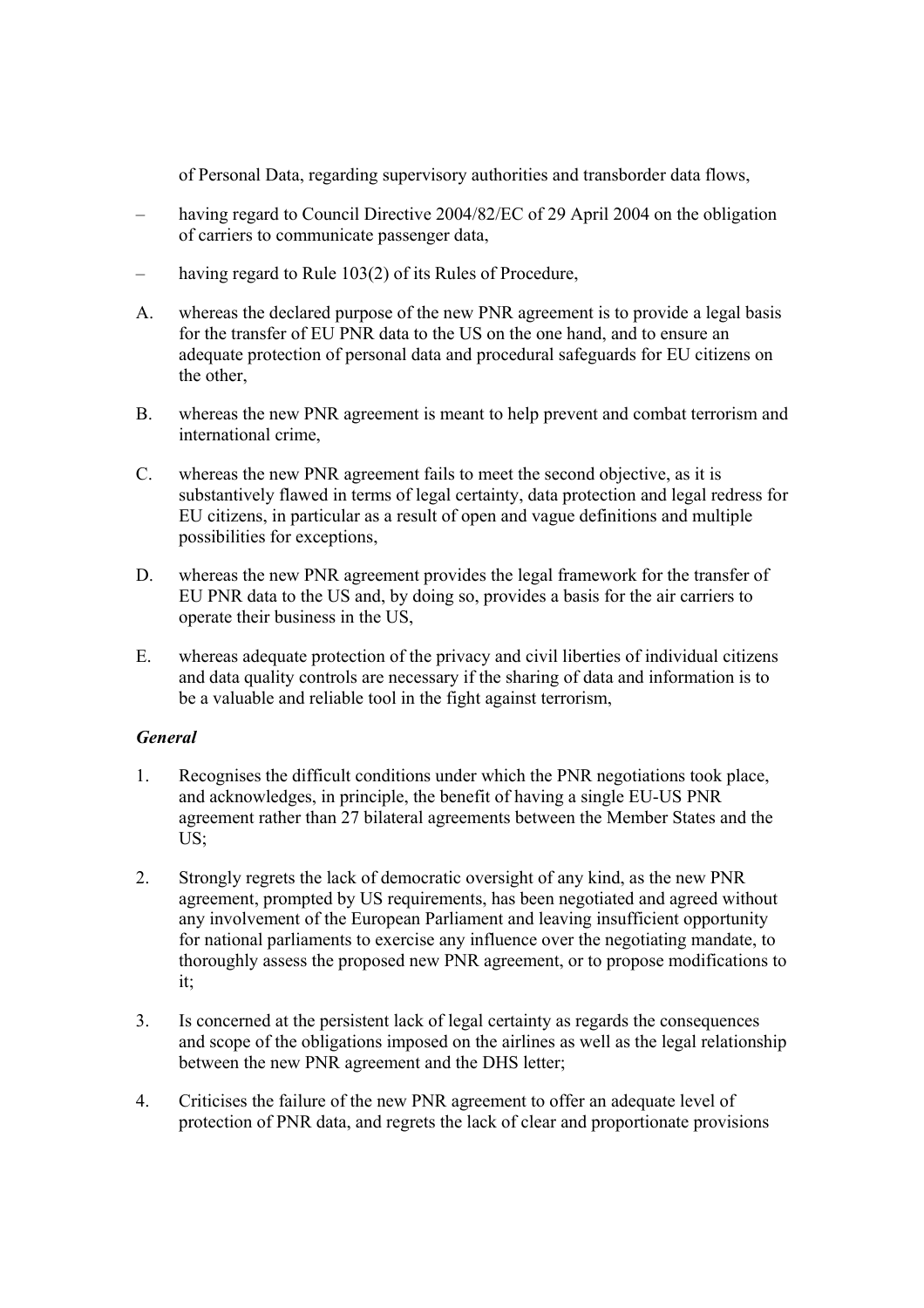of Personal Data, regarding supervisory authorities and transborder data flows,

– having regard to Council Directive 2004/82/EC of 29 April 2004 on the obligation of carriers to communicate passenger data,

– having regard to Rule 103(2) of its Rules of Procedure,

A. whereas the declared purpose of the new PNR agreement is to provide a legal basis for the transfer of EU PNR data to the US on the one hand, and to ensure an adequate protection of personal data and procedural safeguards for EU citizens on the other,

B. whereas the new PNR agreement is meant to help prevent and combat terrorism and international crime,

C. whereas the new PNR agreement fails to meet the second objective, as it is substantively flawed in terms of legal certainty, data protection and legal redress for EU citizens, in particular as a result of open and vague definitions and multiple possibilities for exceptions,

D. whereas the new PNR agreement provides the legal framework for the transfer of EU PNR data to the US and, by doing so, provides a basis for the air carriers to operate their business in the US,

E. whereas adequate protection of the privacy and civil liberties of individual citizens and data quality controls are necessary if the sharing of data and information is to be a valuable and reliable tool in the fight against terrorism,

***General***

1. Recognises the difficult conditions under which the PNR negotiations took place, and acknowledges, in principle, the benefit of having a single EU-US PNR agreement rather than 27 bilateral agreements between the Member States and the US;

2. Strongly regrets the lack of democratic oversight of any kind, as the new PNR agreement, prompted by US requirements, has been negotiated and agreed without any involvement of the European Parliament and leaving insufficient opportunity for national parliaments to exercise any influence over the negotiating mandate, to thoroughly assess the proposed new PNR agreement, or to propose modifications to it;

3. Is concerned at the persistent lack of legal certainty as regards the consequences and scope of the obligations imposed on the airlines as well as the legal relationship between the new PNR agreement and the DHS letter;

4. Criticises the failure of the new PNR agreement to offer an adequate level of protection of PNR data, and regrets the lack of clear and proportionate provisions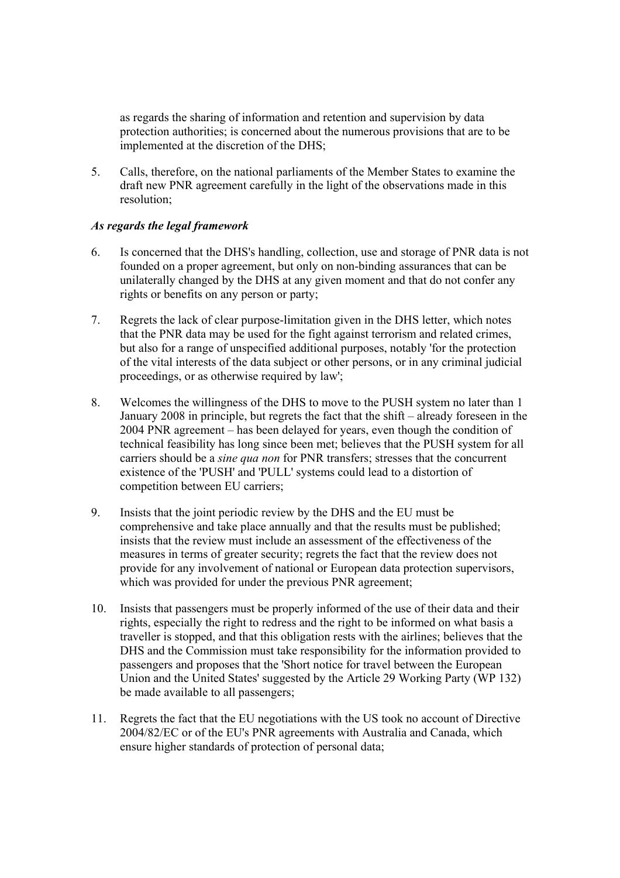as regards the sharing of information and retention and supervision by data protection authorities; is concerned about the numerous provisions that are to be implemented at the discretion of the DHS;

5. Calls, therefore, on the national parliaments of the Member States to examine the draft new PNR agreement carefully in the light of the observations made in this resolution;

### *As regards the legal framework*

6. Is concerned that the DHS's handling, collection, use and storage of PNR data is not founded on a proper agreement, but only on non-binding assurances that can be unilaterally changed by the DHS at any given moment and that do not confer any rights or benefits on any person or party;

7. Regrets the lack of clear purpose-limitation given in the DHS letter, which notes that the PNR data may be used for the fight against terrorism and related crimes, but also for a range of unspecified additional purposes, notably 'for the protection of the vital interests of the data subject or other persons, or in any criminal judicial proceedings, or as otherwise required by law';

8. Welcomes the willingness of the DHS to move to the PUSH system no later than 1 January 2008 in principle, but regrets the fact that the shift – already foreseen in the 2004 PNR agreement – has been delayed for years, even though the condition of technical feasibility has long since been met; believes that the PUSH system for all carriers should be a *sine qua non* for PNR transfers; stresses that the concurrent existence of the 'PUSH' and 'PULL' systems could lead to a distortion of competition between EU carriers;

9. Insists that the joint periodic review by the DHS and the EU must be comprehensive and take place annually and that the results must be published; insists that the review must include an assessment of the effectiveness of the measures in terms of greater security; regrets the fact that the review does not provide for any involvement of national or European data protection supervisors, which was provided for under the previous PNR agreement;

10. Insists that passengers must be properly informed of the use of their data and their rights, especially the right to redress and the right to be informed on what basis a traveller is stopped, and that this obligation rests with the airlines; believes that the DHS and the Commission must take responsibility for the information provided to passengers and proposes that the 'Short notice for travel between the European Union and the United States' suggested by the Article 29 Working Party (WP 132) be made available to all passengers;

11. Regrets the fact that the EU negotiations with the US took no account of Directive 2004/82/EC or of the EU's PNR agreements with Australia and Canada, which ensure higher standards of protection of personal data;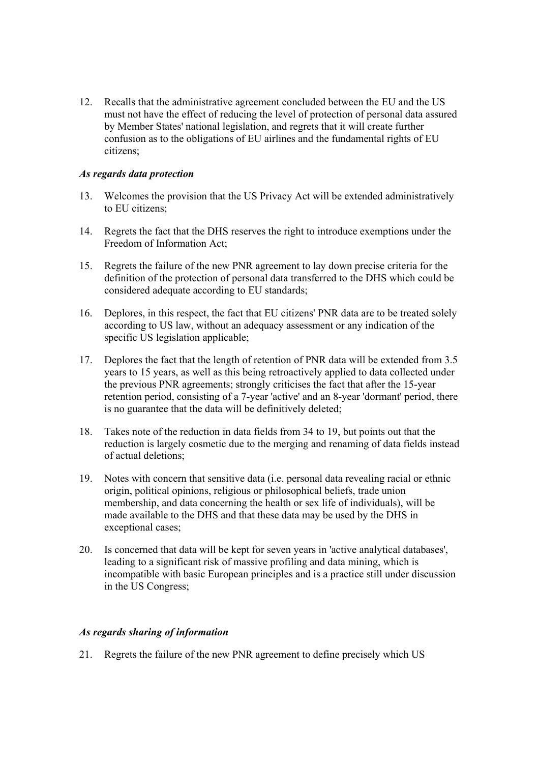12. Recalls that the administrative agreement concluded between the EU and the US must not have the effect of reducing the level of protection of personal data assured by Member States' national legislation, and regrets that it will create further confusion as to the obligations of EU airlines and the fundamental rights of EU citizens;

*As regards data protection*

13. Welcomes the provision that the US Privacy Act will be extended administratively to EU citizens;

14. Regrets the fact that the DHS reserves the right to introduce exemptions under the Freedom of Information Act;

15. Regrets the failure of the new PNR agreement to lay down precise criteria for the definition of the protection of personal data transferred to the DHS which could be considered adequate according to EU standards;

16. Deplores, in this respect, the fact that EU citizens' PNR data are to be treated solely according to US law, without an adequacy assessment or any indication of the specific US legislation applicable;

17. Deplores the fact that the length of retention of PNR data will be extended from 3.5 years to 15 years, as well as this being retroactively applied to data collected under the previous PNR agreements; strongly criticises the fact that after the 15-year retention period, consisting of a 7-year 'active' and an 8-year 'dormant' period, there is no guarantee that the data will be definitively deleted;

18. Takes note of the reduction in data fields from 34 to 19, but points out that the reduction is largely cosmetic due to the merging and renaming of data fields instead of actual deletions;

19. Notes with concern that sensitive data (i.e. personal data revealing racial or ethnic origin, political opinions, religious or philosophical beliefs, trade union membership, and data concerning the health or sex life of individuals), will be made available to the DHS and that these data may be used by the DHS in exceptional cases;

20. Is concerned that data will be kept for seven years in 'active analytical databases', leading to a significant risk of massive profiling and data mining, which is incompatible with basic European principles and is a practice still under discussion in the US Congress;

*As regards sharing of information*

21. Regrets the failure of the new PNR agreement to define precisely which US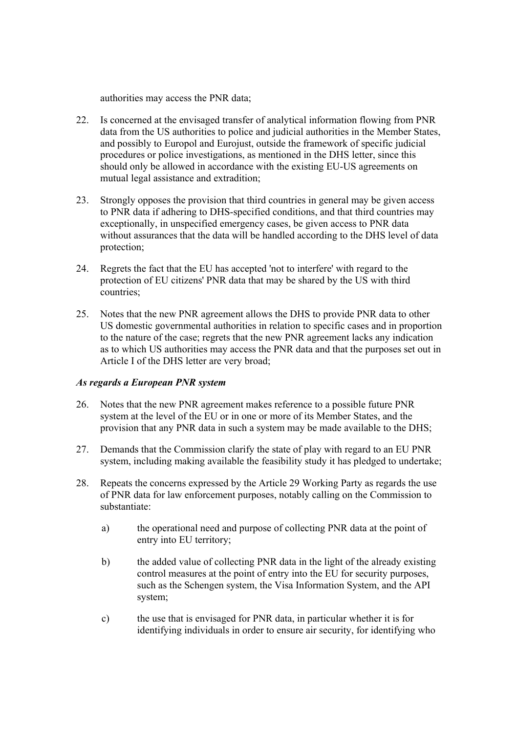authorities may access the PNR data;

22. Is concerned at the envisaged transfer of analytical information flowing from PNR data from the US authorities to police and judicial authorities in the Member States, and possibly to Europol and Eurojust, outside the framework of specific judicial procedures or police investigations, as mentioned in the DHS letter, since this should only be allowed in accordance with the existing EU-US agreements on mutual legal assistance and extradition;

23. Strongly opposes the provision that third countries in general may be given access to PNR data if adhering to DHS-specified conditions, and that third countries may exceptionally, in unspecified emergency cases, be given access to PNR data without assurances that the data will be handled according to the DHS level of data protection;

24. Regrets the fact that the EU has accepted 'not to interfere' with regard to the protection of EU citizens' PNR data that may be shared by the US with third countries;

25. Notes that the new PNR agreement allows the DHS to provide PNR data to other US domestic governmental authorities in relation to specific cases and in proportion to the nature of the case; regrets that the new PNR agreement lacks any indication as to which US authorities may access the PNR data and that the purposes set out in Article I of the DHS letter are very broad;

***As regards a European PNR system***

26. Notes that the new PNR agreement makes reference to a possible future PNR system at the level of the EU or in one or more of its Member States, and the provision that any PNR data in such a system may be made available to the DHS;

27. Demands that the Commission clarify the state of play with regard to an EU PNR system, including making available the feasibility study it has pledged to undertake;

28. Repeats the concerns expressed by the Article 29 Working Party as regards the use of PNR data for law enforcement purposes, notably calling on the Commission to substantiate:

    a) the operational need and purpose of collecting PNR data at the point of entry into EU territory;

    b) the added value of collecting PNR data in the light of the already existing control measures at the point of entry into the EU for security purposes, such as the Schengen system, the Visa Information System, and the API system;

    c) the use that is envisaged for PNR data, in particular whether it is for identifying individuals in order to ensure air security, for identifying who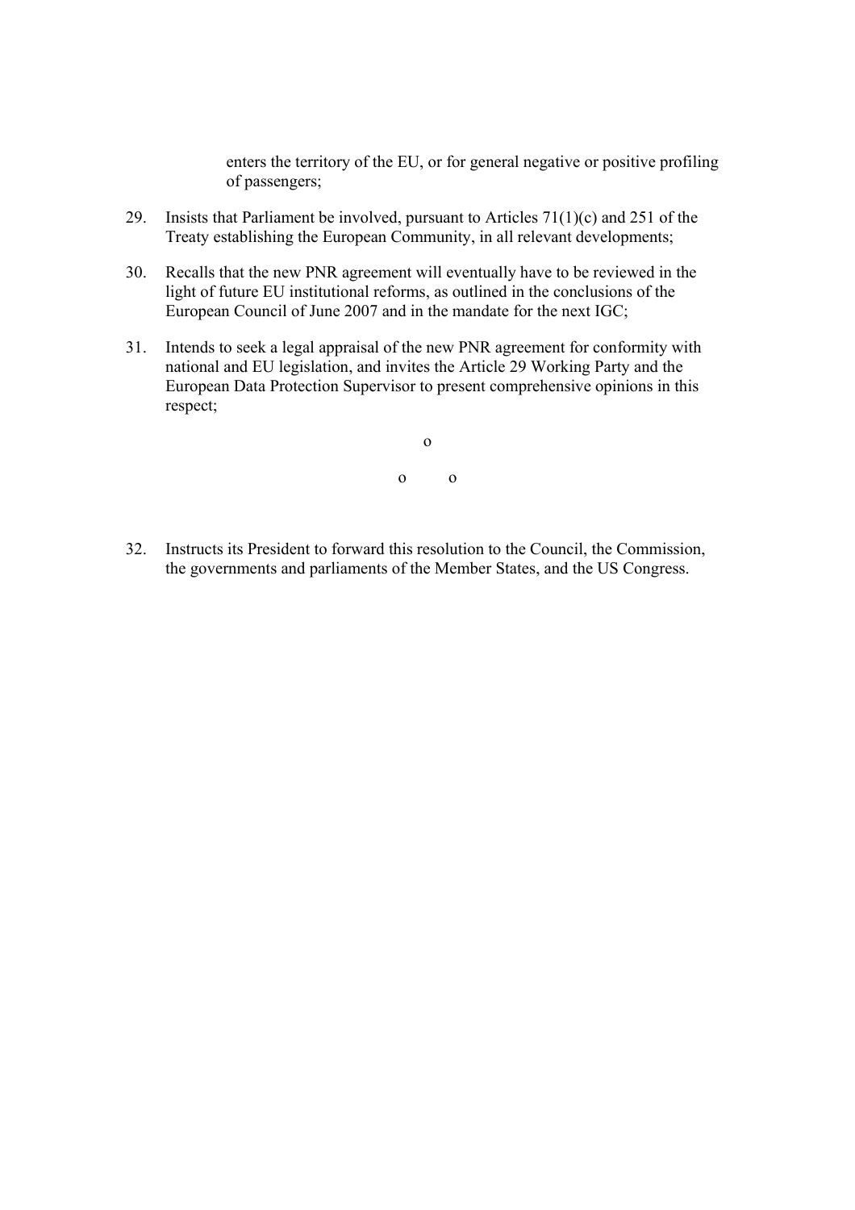enters the territory of the EU, or for general negative or positive profiling of passengers;

29. Insists that Parliament be involved, pursuant to Articles 71(1)(c) and 251 of the Treaty establishing the European Community, in all relevant developments;

30. Recalls that the new PNR agreement will eventually have to be reviewed in the light of future EU institutional reforms, as outlined in the conclusions of the European Council of June 2007 and in the mandate for the next IGC;

31. Intends to seek a legal appraisal of the new PNR agreement for conformity with national and EU legislation, and invites the Article 29 Working Party and the European Data Protection Supervisor to present comprehensive opinions in this respect;

o

o o

32. Instructs its President to forward this resolution to the Council, the Commission, the governments and parliaments of the Member States, and the US Congress.